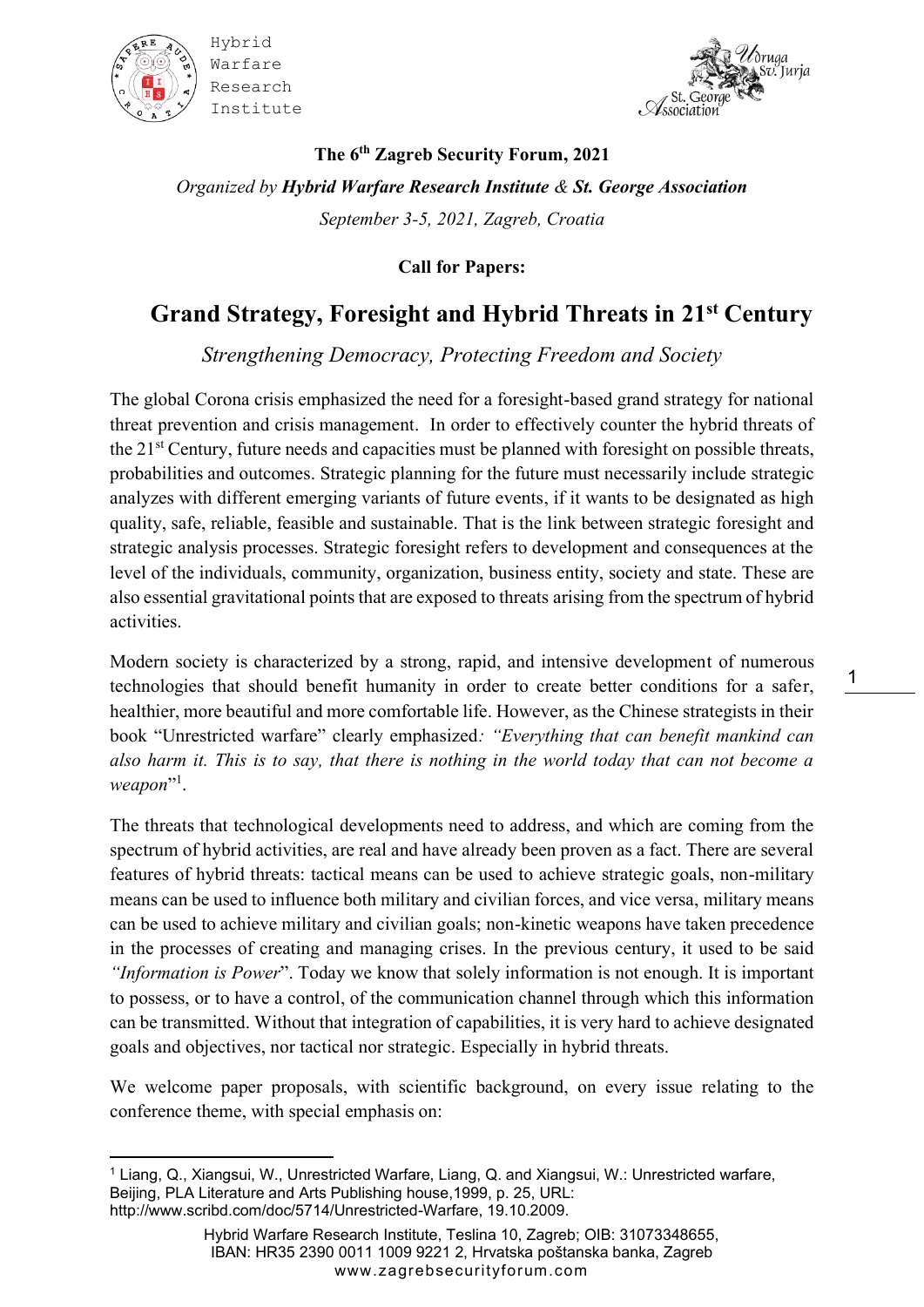Hybrid Warfare Research Institute

**The 6th Zagreb Security Forum, 2021**

*Organized by* ***Hybrid Warfare Research Institute*** *&* ***St. George Association***

*September 3-5, 2021, Zagreb, Croatia*

**Call for Papers:**

# Grand Strategy, Foresight and Hybrid Threats in 21st Century

*Strengthening Democracy, Protecting Freedom and Society*

The global Corona crisis emphasized the need for a foresight-based grand strategy for national threat prevention and crisis management. In order to effectively counter the hybrid threats of the 21st Century, future needs and capacities must be planned with foresight on possible threats, probabilities and outcomes. Strategic planning for the future must necessarily include strategic analyzes with different emerging variants of future events, if it wants to be designated as high quality, safe, reliable, feasible and sustainable. That is the link between strategic foresight and strategic analysis processes. Strategic foresight refers to development and consequences at the level of the individuals, community, organization, business entity, society and state. These are also essential gravitational points that are exposed to threats arising from the spectrum of hybrid activities.

Modern society is characterized by a strong, rapid, and intensive development of numerous technologies that should benefit humanity in order to create better conditions for a safer, healthier, more beautiful and more comfortable life. However, as the Chinese strategists in their book "Unrestricted warfare" clearly emphasized*: "Everything that can benefit mankind can also harm it. This is to say, that there is nothing in the world today that can not become a weapon*"[1].

The threats that technological developments need to address, and which are coming from the spectrum of hybrid activities, are real and have already been proven as a fact. There are several features of hybrid threats: tactical means can be used to achieve strategic goals, non-military means can be used to influence both military and civilian forces, and vice versa, military means can be used to achieve military and civilian goals; non-kinetic weapons have taken precedence in the processes of creating and managing crises. In the previous century, it used to be said *"Information is Power*". Today we know that solely information is not enough. It is important to possess, or to have a control, of the communication channel through which this information can be transmitted. Without that integration of capabilities, it is very hard to achieve designated goals and objectives, nor tactical nor strategic. Especially in hybrid threats.

We welcome paper proposals, with scientific background, on every issue relating to the conference theme, with special emphasis on:

---

[1] Liang, Q., Xiangsui, W., Unrestricted Warfare, Liang, Q. and Xiangsui, W.: Unrestricted warfare, Beijing, PLA Literature and Arts Publishing house,1999, p. 25, URL: http://www.scribd.com/doc/5714/Unrestricted-Warfare, 19.10.2009.

Hybrid Warfare Research Institute, Teslina 10, Zagreb; OIB: 31073348655, IBAN: HR35 2390 0011 1009 9221 2, Hrvatska poštanska banka, Zagreb
www.zagrebsecurityforum.com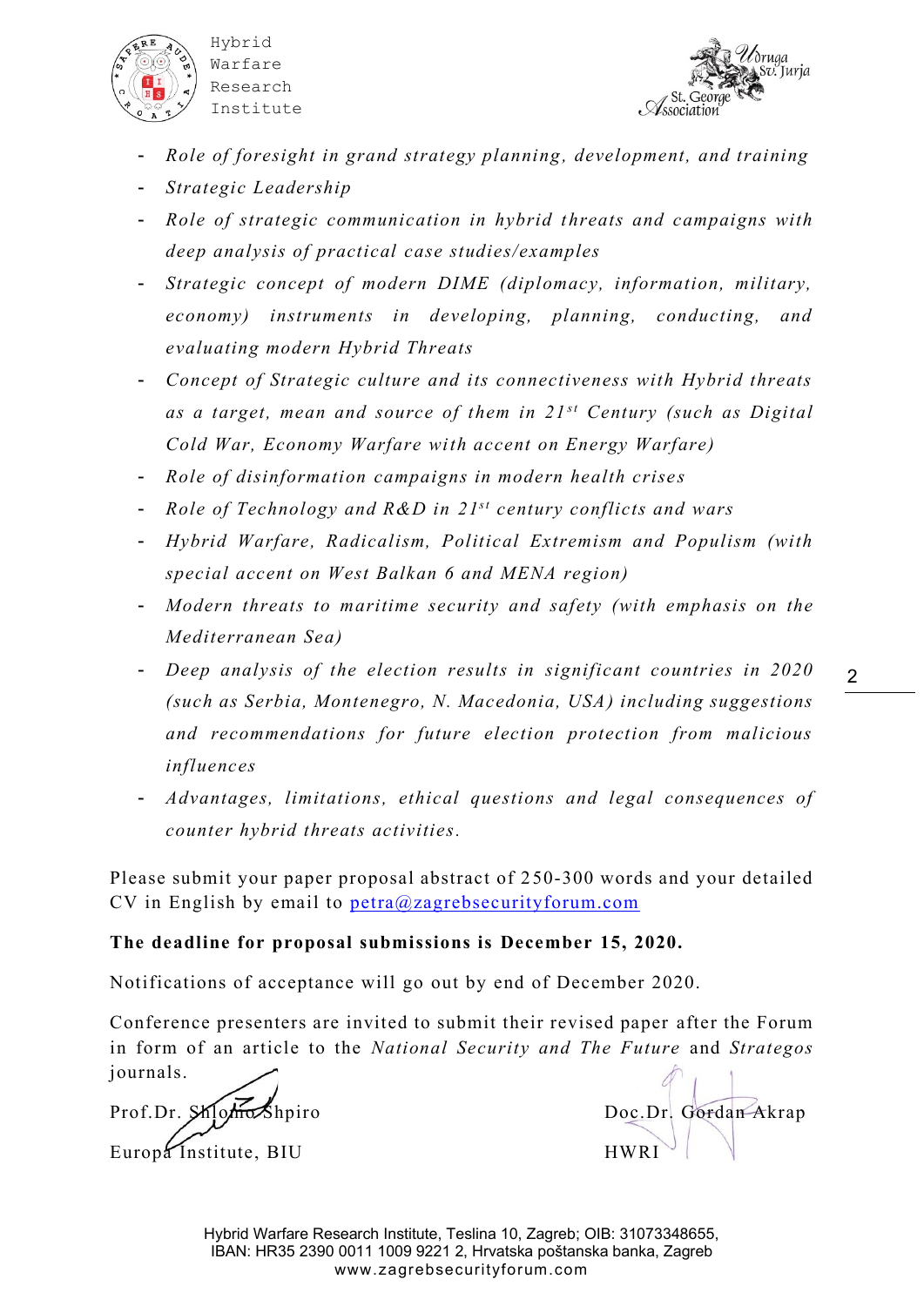- *Role of foresight in grand strategy planning, development, and training*
- *Strategic Leadership*
- *Role of strategic communication in hybrid threats and campaigns with deep analysis of practical case studies/examples*
- *Strategic concept of modern DIME (diplomacy, information, military, economy) instruments in developing, planning, conducting, and evaluating modern Hybrid Threats*
- *Concept of Strategic culture and its connectiveness with Hybrid threats as a target, mean and source of them in 21st Century (such as Digital Cold War, Economy Warfare with accent on Energy Warfare)*
- *Role of disinformation campaigns in modern health crises*
- *Role of Technology and R&D in 21st century conflicts and wars*
- *Hybrid Warfare, Radicalism, Political Extremism and Populism (with special accent on West Balkan 6 and MENA region)*
- *Modern threats to maritime security and safety (with emphasis on the Mediterranean Sea)*
- *Deep analysis of the election results in significant countries in 2020 (such as Serbia, Montenegro, N. Macedonia, USA) including suggestions and recommendations for future election protection from malicious influences*
- *Advantages, limitations, ethical questions and legal consequences of counter hybrid threats activities.*

Please submit your paper proposal abstract of 250-300 words and your detailed CV in English by email to petra@zagrebsecurityforum.com

**The deadline for proposal submissions is December 15, 2020.**

Notifications of acceptance will go out by end of December 2020.

Conference presenters are invited to submit their revised paper after the Forum in form of an article to the *National Security and The Future* and *Strategos* journals.

Prof.Dr. Shlomo Shpiro
Europa Institute, BIU

Doc.Dr. Gordan Akrap
HWRI

Hybrid Warfare Research Institute, Teslina 10, Zagreb; OIB: 31073348655,
IBAN: HR35 2390 0011 1009 9221 2, Hrvatska poštanska banka, Zagreb
www.zagrebsecurityforum.com